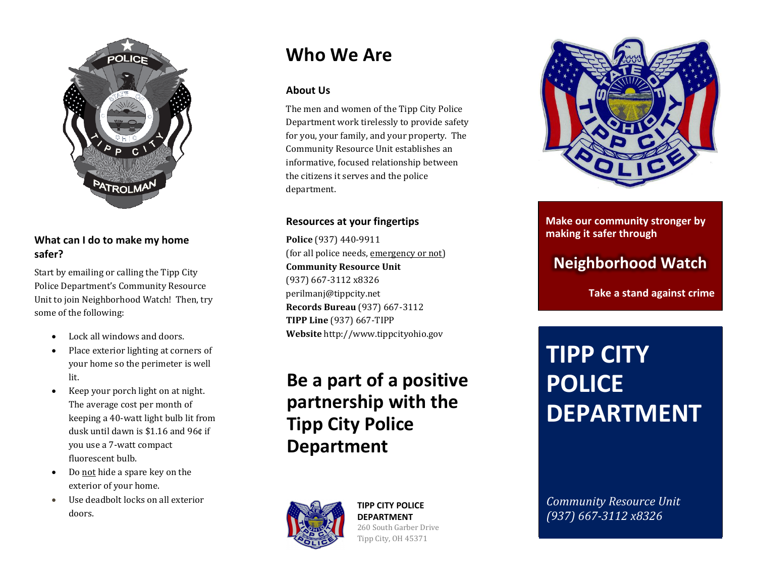### What can I do to make my home safer?

Start by emailing or calling the Tipp City Police Department's Community Resource Unit to join Neighborhood Watch! Then, try some of the following:

- Lock all windows and doors.
- Place exterior lighting at corners of your home so the perimeter is well lit.
- Keep your porch light on at night. The average cost per month of keeping a 40-watt light bulb lit from dusk until dawn is $1.16 and 96¢ if you use a 7-watt compact fluorescent bulb.
- Do not hide a spare key on the exterior of your home.
- Use deadbolt locks on all exterior doors.

# Who We Are

### About Us

The men and women of the Tipp City Police Department work tirelessly to provide safety for you, your family, and your property. The Community Resource Unit establishes an informative, focused relationship between the citizens it serves and the police department.

### Resources at your fingertips

**Police** (937) 440-9911
(for all police needs, emergency or not)
**Community Resource Unit**
(937) 667-3112 x8326
perilmanj@tippcity.net
**Records Bureau** (937) 667-3112
**TIPP Line** (937) 667-TIPP
**Website** http://www.tippcityohio.gov

## Be a part of a positive partnership with the Tipp City Police Department

**TIPP CITY POLICE DEPARTMENT**
260 South Garber Drive
Tipp City, OH 45371

**Make our community stronger by making it safer through**

## Neighborhood Watch

**Take a stand against crime**

# TIPP CITY POLICE DEPARTMENT

*Community Resource Unit*
*(937) 667-3112 x8326*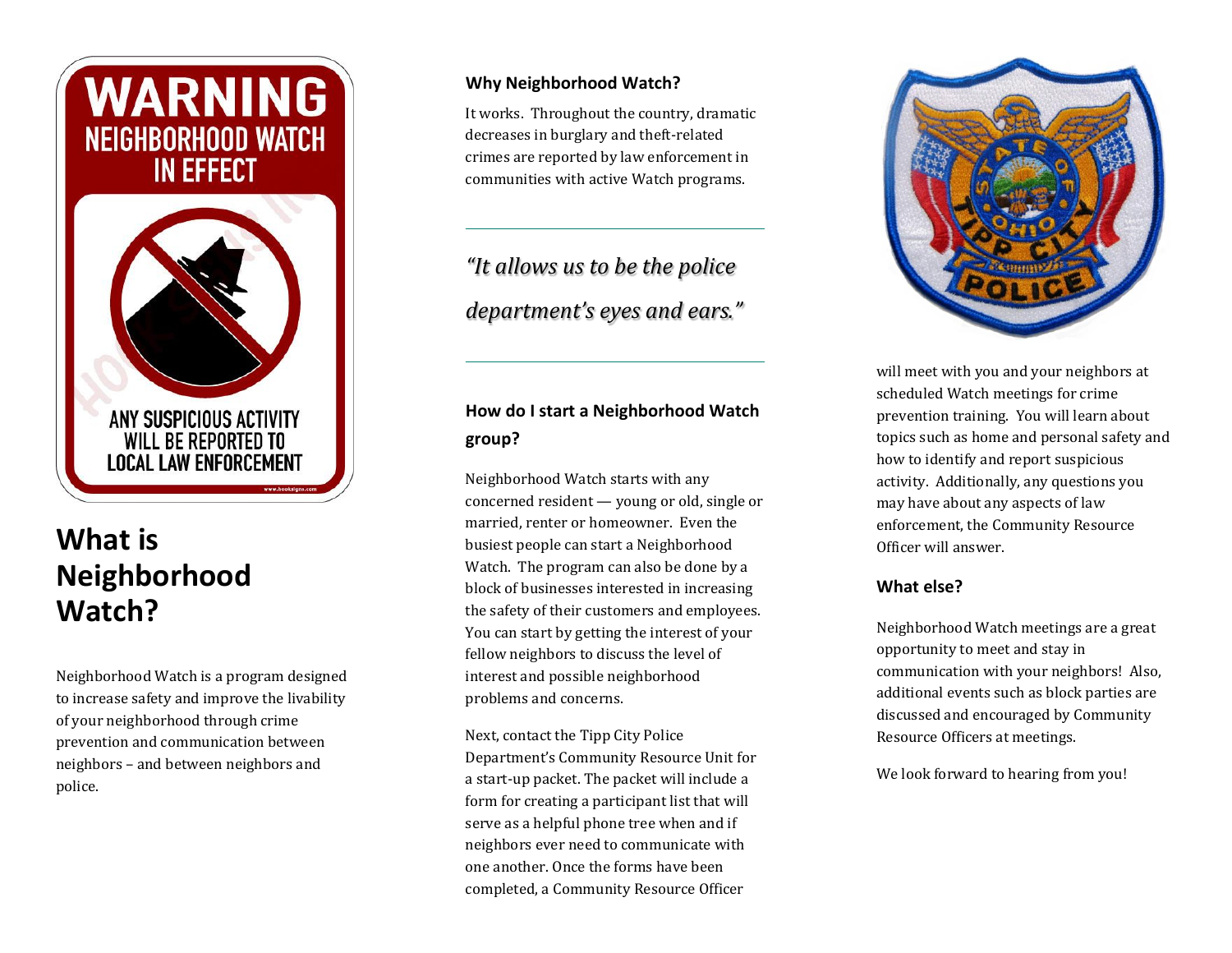# What is Neighborhood Watch?

Neighborhood Watch is a program designed to increase safety and improve the livability of your neighborhood through crime prevention and communication between neighbors – and between neighbors and police.

## Why Neighborhood Watch?

It works. Throughout the country, dramatic decreases in burglary and theft-related crimes are reported by law enforcement in communities with active Watch programs.

---

*"It allows us to be the police department's eyes and ears."*

---

## How do I start a Neighborhood Watch group?

Neighborhood Watch starts with any concerned resident — young or old, single or married, renter or homeowner. Even the busiest people can start a Neighborhood Watch. The program can also be done by a block of businesses interested in increasing the safety of their customers and employees. You can start by getting the interest of your fellow neighbors to discuss the level of interest and possible neighborhood problems and concerns.

Next, contact the Tipp City Police Department's Community Resource Unit for a start-up packet. The packet will include a form for creating a participant list that will serve as a helpful phone tree when and if neighbors ever need to communicate with one another. Once the forms have been completed, a Community Resource Officer will meet with you and your neighbors at scheduled Watch meetings for crime prevention training. You will learn about topics such as home and personal safety and how to identify and report suspicious activity. Additionally, any questions you may have about any aspects of law enforcement, the Community Resource Officer will answer.

## What else?

Neighborhood Watch meetings are a great opportunity to meet and stay in communication with your neighbors! Also, additional events such as block parties are discussed and encouraged by Community Resource Officers at meetings.

We look forward to hearing from you!